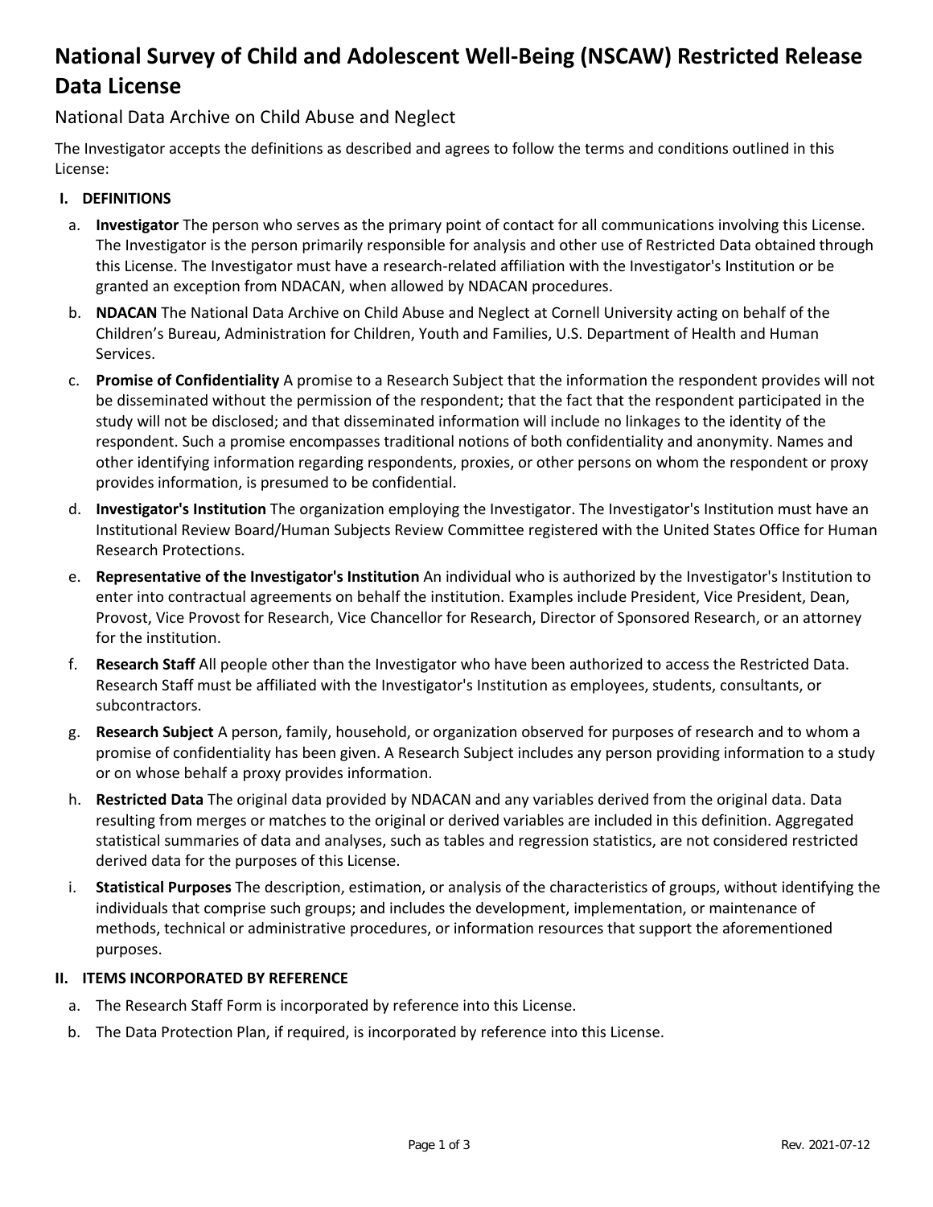# National Survey of Child and Adolescent Well-Being (NSCAW) Restricted Release Data License

National Data Archive on Child Abuse and Neglect

The Investigator accepts the definitions as described and agrees to follow the terms and conditions outlined in this License:

## I. DEFINITIONS

a. **Investigator** The person who serves as the primary point of contact for all communications involving this License. The Investigator is the person primarily responsible for analysis and other use of Restricted Data obtained through this License. The Investigator must have a research-related affiliation with the Investigator's Institution or be granted an exception from NDACAN, when allowed by NDACAN procedures.

b. **NDACAN** The National Data Archive on Child Abuse and Neglect at Cornell University acting on behalf of the Children's Bureau, Administration for Children, Youth and Families, U.S. Department of Health and Human Services.

c. **Promise of Confidentiality** A promise to a Research Subject that the information the respondent provides will not be disseminated without the permission of the respondent; that the fact that the respondent participated in the study will not be disclosed; and that disseminated information will include no linkages to the identity of the respondent. Such a promise encompasses traditional notions of both confidentiality and anonymity. Names and other identifying information regarding respondents, proxies, or other persons on whom the respondent or proxy provides information, is presumed to be confidential.

d. **Investigator's Institution** The organization employing the Investigator. The Investigator's Institution must have an Institutional Review Board/Human Subjects Review Committee registered with the United States Office for Human Research Protections.

e. **Representative of the Investigator's Institution** An individual who is authorized by the Investigator's Institution to enter into contractual agreements on behalf the institution. Examples include President, Vice President, Dean, Provost, Vice Provost for Research, Vice Chancellor for Research, Director of Sponsored Research, or an attorney for the institution.

f. **Research Staff** All people other than the Investigator who have been authorized to access the Restricted Data. Research Staff must be affiliated with the Investigator's Institution as employees, students, consultants, or subcontractors.

g. **Research Subject** A person, family, household, or organization observed for purposes of research and to whom a promise of confidentiality has been given. A Research Subject includes any person providing information to a study or on whose behalf a proxy provides information.

h. **Restricted Data** The original data provided by NDACAN and any variables derived from the original data. Data resulting from merges or matches to the original or derived variables are included in this definition. Aggregated statistical summaries of data and analyses, such as tables and regression statistics, are not considered restricted derived data for the purposes of this License.

i. **Statistical Purposes** The description, estimation, or analysis of the characteristics of groups, without identifying the individuals that comprise such groups; and includes the development, implementation, or maintenance of methods, technical or administrative procedures, or information resources that support the aforementioned purposes.

## II. ITEMS INCORPORATED BY REFERENCE

a. The Research Staff Form is incorporated by reference into this License.

b. The Data Protection Plan, if required, is incorporated by reference into this License.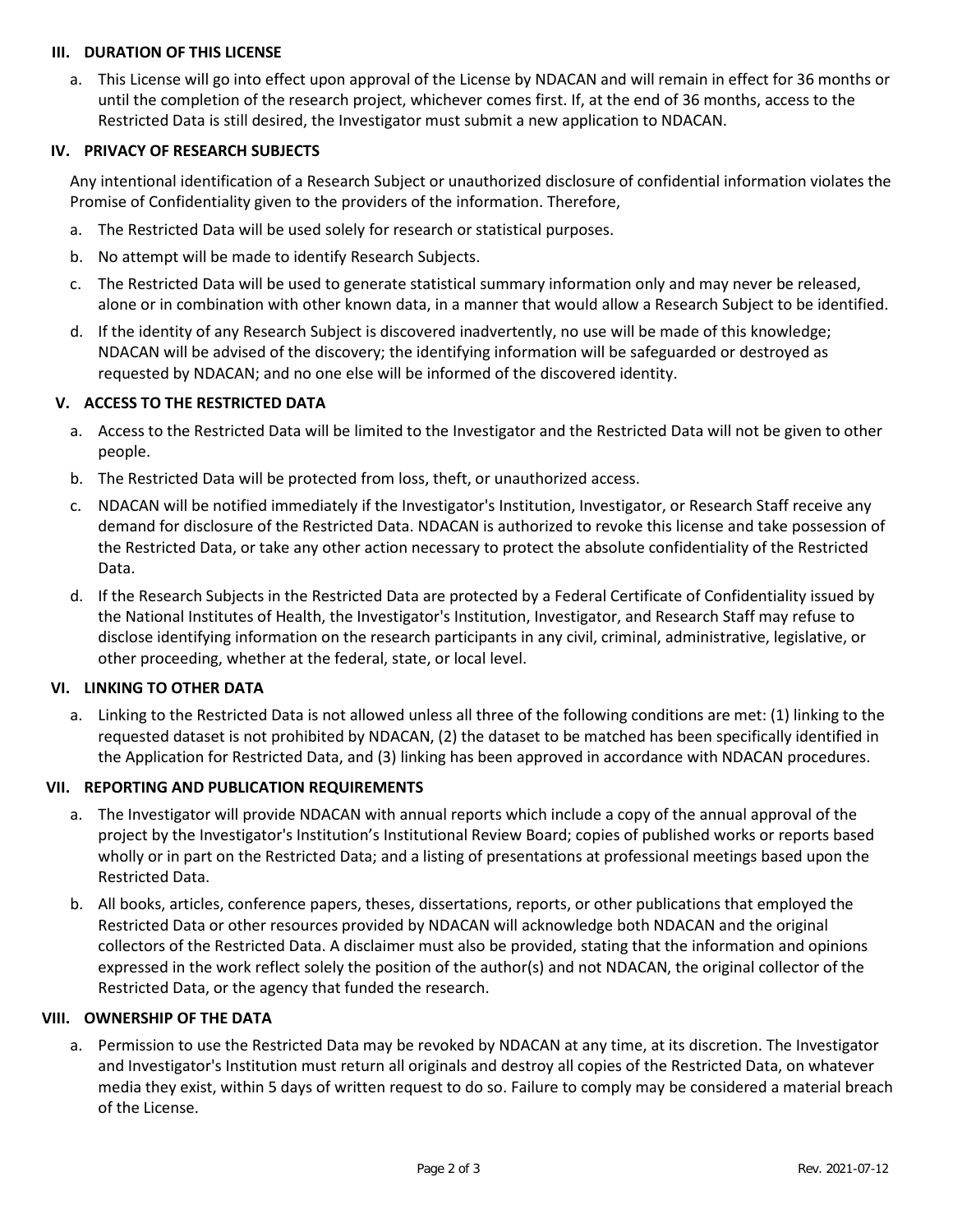## III. DURATION OF THIS LICENSE

a. This License will go into effect upon approval of the License by NDACAN and will remain in effect for 36 months or until the completion of the research project, whichever comes first. If, at the end of 36 months, access to the Restricted Data is still desired, the Investigator must submit a new application to NDACAN.

## IV. PRIVACY OF RESEARCH SUBJECTS

Any intentional identification of a Research Subject or unauthorized disclosure of confidential information violates the Promise of Confidentiality given to the providers of the information. Therefore,

a. The Restricted Data will be used solely for research or statistical purposes.

b. No attempt will be made to identify Research Subjects.

c. The Restricted Data will be used to generate statistical summary information only and may never be released, alone or in combination with other known data, in a manner that would allow a Research Subject to be identified.

d. If the identity of any Research Subject is discovered inadvertently, no use will be made of this knowledge; NDACAN will be advised of the discovery; the identifying information will be safeguarded or destroyed as requested by NDACAN; and no one else will be informed of the discovered identity.

## V. ACCESS TO THE RESTRICTED DATA

a. Access to the Restricted Data will be limited to the Investigator and the Restricted Data will not be given to other people.

b. The Restricted Data will be protected from loss, theft, or unauthorized access.

c. NDACAN will be notified immediately if the Investigator's Institution, Investigator, or Research Staff receive any demand for disclosure of the Restricted Data. NDACAN is authorized to revoke this license and take possession of the Restricted Data, or take any other action necessary to protect the absolute confidentiality of the Restricted Data.

d. If the Research Subjects in the Restricted Data are protected by a Federal Certificate of Confidentiality issued by the National Institutes of Health, the Investigator's Institution, Investigator, and Research Staff may refuse to disclose identifying information on the research participants in any civil, criminal, administrative, legislative, or other proceeding, whether at the federal, state, or local level.

## VI. LINKING TO OTHER DATA

a. Linking to the Restricted Data is not allowed unless all three of the following conditions are met: (1) linking to the requested dataset is not prohibited by NDACAN, (2) the dataset to be matched has been specifically identified in the Application for Restricted Data, and (3) linking has been approved in accordance with NDACAN procedures.

## VII. REPORTING AND PUBLICATION REQUIREMENTS

a. The Investigator will provide NDACAN with annual reports which include a copy of the annual approval of the project by the Investigator's Institution's Institutional Review Board; copies of published works or reports based wholly or in part on the Restricted Data; and a listing of presentations at professional meetings based upon the Restricted Data.

b. All books, articles, conference papers, theses, dissertations, reports, or other publications that employed the Restricted Data or other resources provided by NDACAN will acknowledge both NDACAN and the original collectors of the Restricted Data. A disclaimer must also be provided, stating that the information and opinions expressed in the work reflect solely the position of the author(s) and not NDACAN, the original collector of the Restricted Data, or the agency that funded the research.

## VIII. OWNERSHIP OF THE DATA

a. Permission to use the Restricted Data may be revoked by NDACAN at any time, at its discretion. The Investigator and Investigator's Institution must return all originals and destroy all copies of the Restricted Data, on whatever media they exist, within 5 days of written request to do so. Failure to comply may be considered a material breach of the License.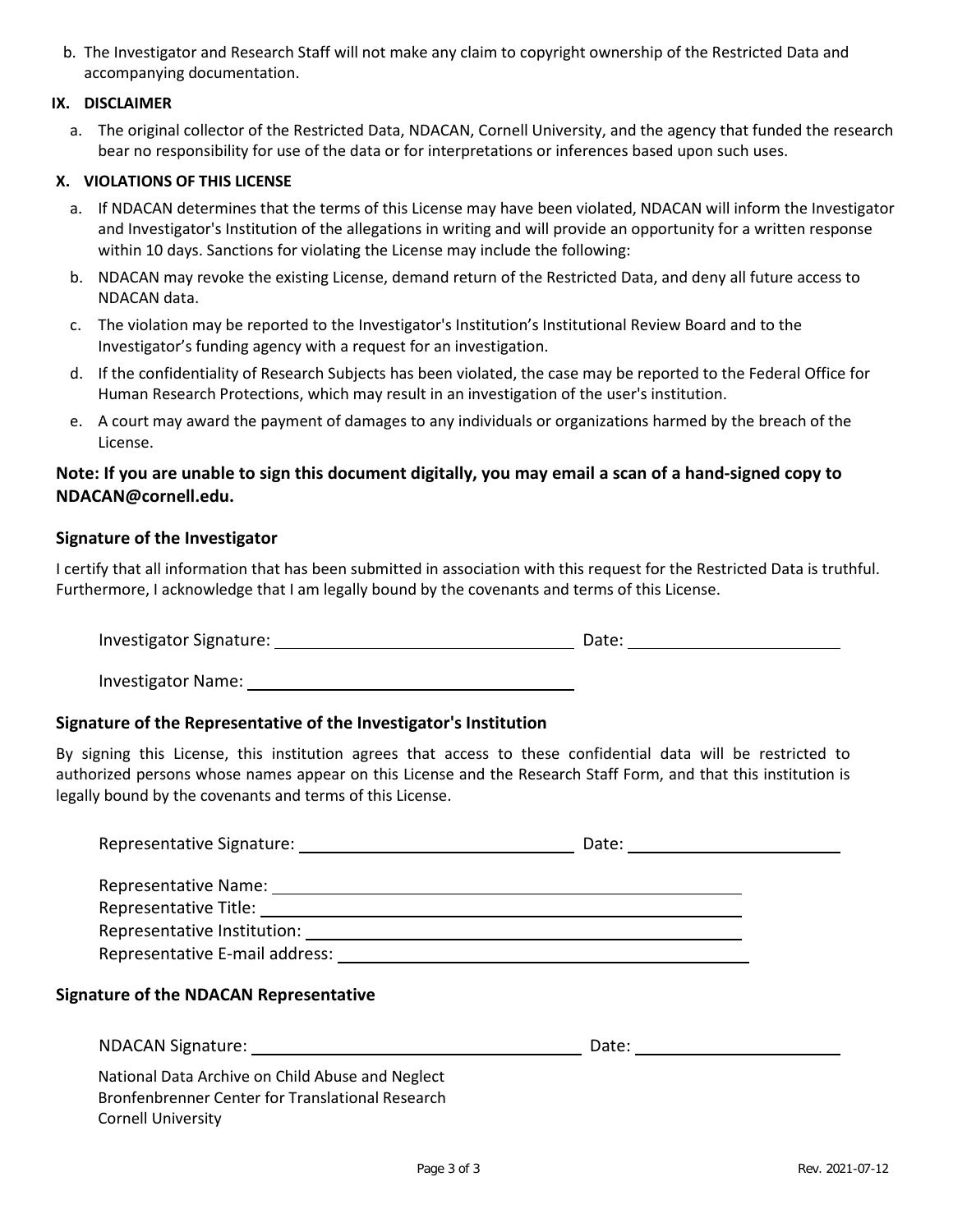b. The Investigator and Research Staff will not make any claim to copyright ownership of the Restricted Data and accompanying documentation.

## IX. DISCLAIMER

a. The original collector of the Restricted Data, NDACAN, Cornell University, and the agency that funded the research bear no responsibility for use of the data or for interpretations or inferences based upon such uses.

## X. VIOLATIONS OF THIS LICENSE

a. If NDACAN determines that the terms of this License may have been violated, NDACAN will inform the Investigator and Investigator's Institution of the allegations in writing and will provide an opportunity for a written response within 10 days. Sanctions for violating the License may include the following:

b. NDACAN may revoke the existing License, demand return of the Restricted Data, and deny all future access to NDACAN data.

c. The violation may be reported to the Investigator's Institution's Institutional Review Board and to the Investigator's funding agency with a request for an investigation.

d. If the confidentiality of Research Subjects has been violated, the case may be reported to the Federal Office for Human Research Protections, which may result in an investigation of the user's institution.

e. A court may award the payment of damages to any individuals or organizations harmed by the breach of the License.

**Note: If you are unable to sign this document digitally, you may email a scan of a hand-signed copy to NDACAN@cornell.edu.**

### Signature of the Investigator

I certify that all information that has been submitted in association with this request for the Restricted Data is truthful. Furthermore, I acknowledge that I am legally bound by the covenants and terms of this License.

Investigator Signature: ______________________________ Date: ____________________

Investigator Name: ______________________________

### Signature of the Representative of the Investigator's Institution

By signing this License, this institution agrees that access to these confidential data will be restricted to authorized persons whose names appear on this License and the Research Staff Form, and that this institution is legally bound by the covenants and terms of this License.

Representative Signature: ______________________________ Date: ____________________

Representative Name: ______________________________

Representative Title: ______________________________

Representative Institution: ______________________________

Representative E-mail address: ______________________________

### Signature of the NDACAN Representative

NDACAN Signature: ______________________________ Date: ____________________

National Data Archive on Child Abuse and Neglect
Bronfenbrenner Center for Translational Research
Cornell University

Rev. 2021-07-12